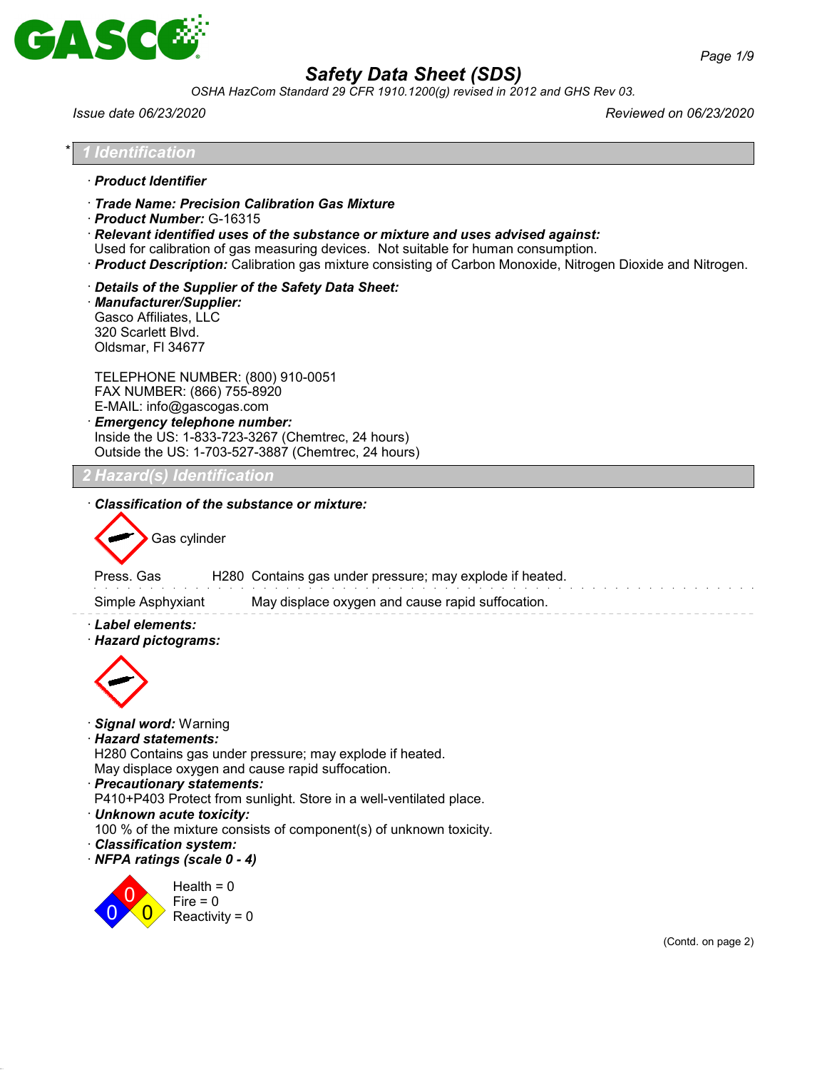# Safety Data Sheet (SDS)

*OSHA HazCom Standard 29 CFR 1910.1200(g) revised in 2012 and GHS Rev 03.*

*Issue date 06/23/2020* | *Reviewed on 06/23/2020*

## 1 Identification

· **Product Identifier**

· **Trade Name: Precision Calibration Gas Mixture**
· **Product Number:** G-16315
· **Relevant identified uses of the substance or mixture and uses advised against:**
Used for calibration of gas measuring devices. Not suitable for human consumption.
· **Product Description:** Calibration gas mixture consisting of Carbon Monoxide, Nitrogen Dioxide and Nitrogen.

· **Details of the Supplier of the Safety Data Sheet:**
· **Manufacturer/Supplier:**
Gasco Affiliates, LLC
320 Scarlett Blvd.
Oldsmar, Fl 34677

TELEPHONE NUMBER: (800) 910-0051
FAX NUMBER: (866) 755-8920
E-MAIL: info@gascogas.com
· **Emergency telephone number:**
Inside the US: 1-833-723-3267 (Chemtrec, 24 hours)
Outside the US: 1-703-527-3887 (Chemtrec, 24 hours)

## 2 Hazard(s) Identification

· **Classification of the substance or mixture:**

Gas cylinder

| | | |
|---|---|---|
| Press. Gas | H280 | Contains gas under pressure; may explode if heated. |
| Simple Asphyxiant | | May displace oxygen and cause rapid suffocation. |

· **Label elements:**
· **Hazard pictograms:**

· **Signal word:** Warning
· **Hazard statements:**
H280 Contains gas under pressure; may explode if heated.
May displace oxygen and cause rapid suffocation.
· **Precautionary statements:**
P410+P403 Protect from sunlight. Store in a well-ventilated place.
· **Unknown acute toxicity:**
100 % of the mixture consists of component(s) of unknown toxicity.
· **Classification system:**
· **NFPA ratings (scale 0 - 4)**

Health = 0
Fire = 0
Reactivity = 0

(Contd. on page 2)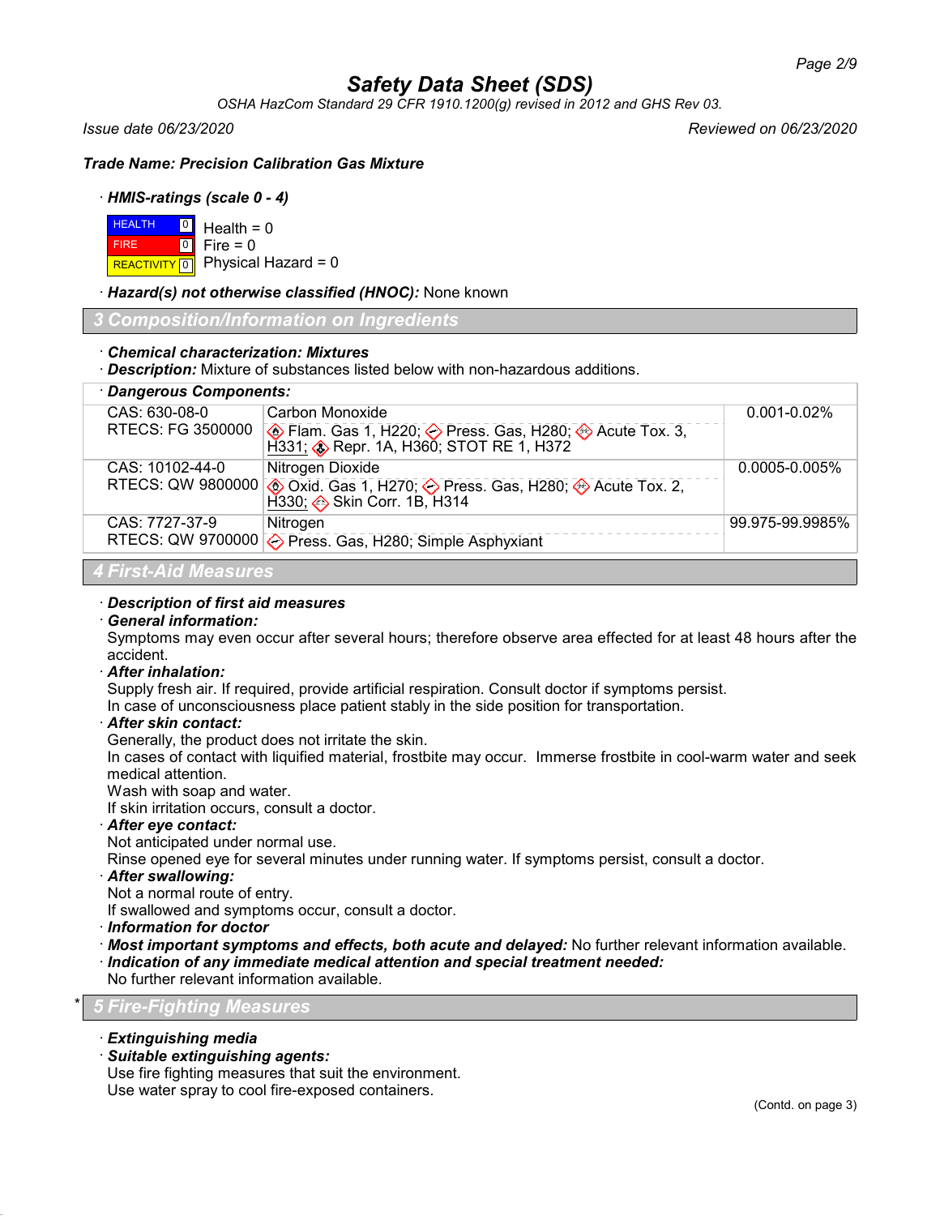**Trade Name: Precision Calibration Gas Mixture**

· ***HMIS-ratings (scale 0 - 4)***

| | | |
|---|---|---|
| HEALTH | 0 | Health = 0 |
| FIRE | 0 | Fire = 0 |
| REACTIVITY | 0 | Physical Hazard = 0 |

· ***Hazard(s) not otherwise classified (HNOC):*** None known

## 3 Composition/Information on Ingredients

· ***Chemical characterization: Mixtures***
· ***Description:*** Mixture of substances listed below with non-hazardous additions.

| · Dangerous Components: | | |
|---|---|---|
| CAS: 630-08-0<br>RTECS: FG 3500000 | Carbon Monoxide<br>Flam. Gas 1, H220; Press. Gas, H280; Acute Tox. 3, H331; Repr. 1A, H360; STOT RE 1, H372 | 0.001-0.02% |
| CAS: 10102-44-0<br>RTECS: QW 9800000 | Nitrogen Dioxide<br>Oxid. Gas 1, H270; Press. Gas, H280; Acute Tox. 2, H330; Skin Corr. 1B, H314 | 0.0005-0.005% |
| CAS: 7727-37-9<br>RTECS: QW 9700000 | Nitrogen<br>Press. Gas, H280; Simple Asphyxiant | 99.975-99.9985% |

## 4 First-Aid Measures

· ***Description of first aid measures***
· ***General information:***
Symptoms may even occur after several hours; therefore observe area effected for at least 48 hours after the accident.
· ***After inhalation:***
Supply fresh air. If required, provide artificial respiration. Consult doctor if symptoms persist.
In case of unconsciousness place patient stably in the side position for transportation.
· ***After skin contact:***
Generally, the product does not irritate the skin.
In cases of contact with liquified material, frostbite may occur. Immerse frostbite in cool-warm water and seek medical attention.
Wash with soap and water.
If skin irritation occurs, consult a doctor.
· ***After eye contact:***
Not anticipated under normal use.
Rinse opened eye for several minutes under running water. If symptoms persist, consult a doctor.
· ***After swallowing:***
Not a normal route of entry.
If swallowed and symptoms occur, consult a doctor.
· ***Information for doctor***
· ***Most important symptoms and effects, both acute and delayed:*** No further relevant information available.
· ***Indication of any immediate medical attention and special treatment needed:***
No further relevant information available.

## * 5 Fire-Fighting Measures

· ***Extinguishing media***
· ***Suitable extinguishing agents:***
Use fire fighting measures that suit the environment.
Use water spray to cool fire-exposed containers.

(Contd. on page 3)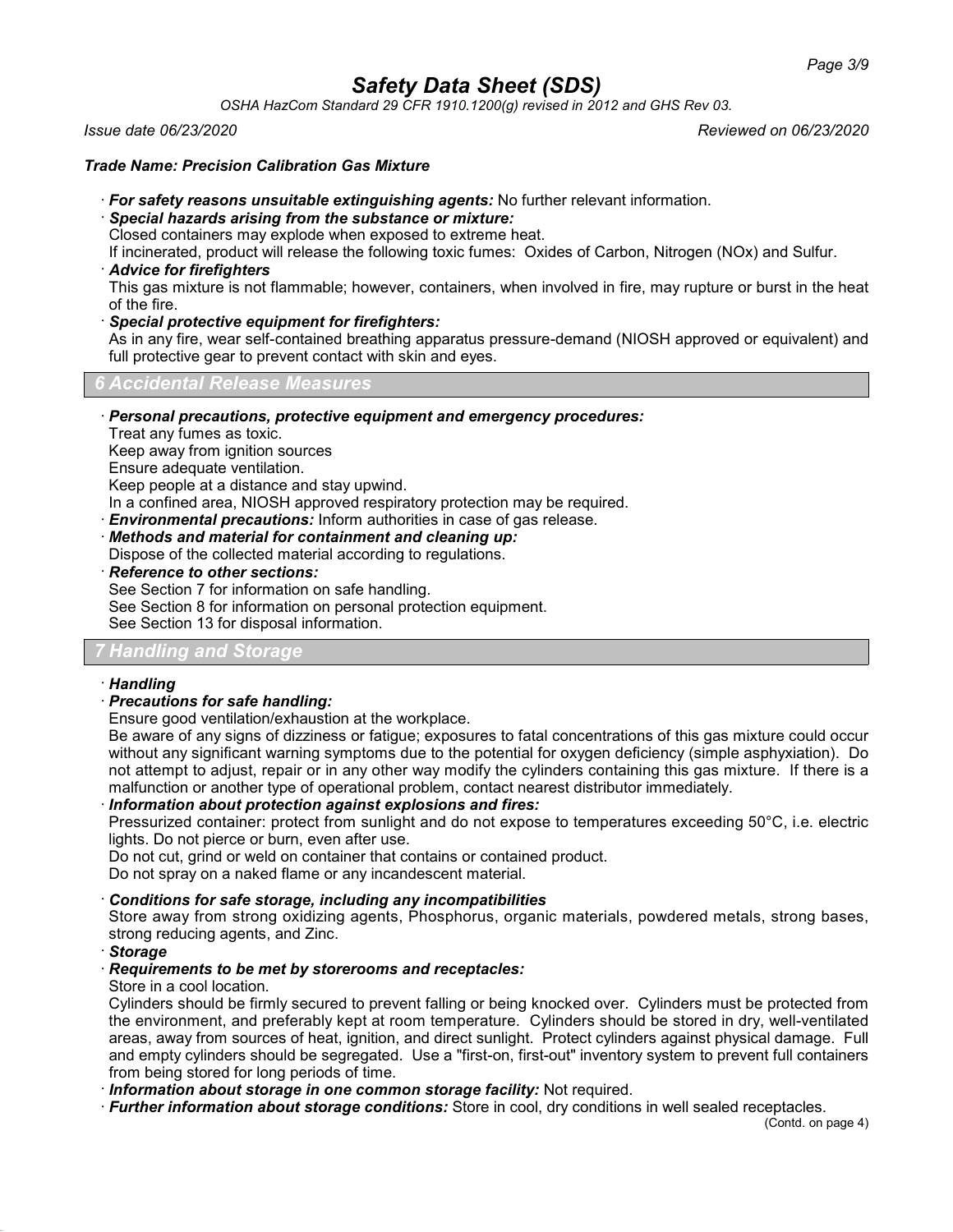**Trade Name: Precision Calibration Gas Mixture**

· ***For safety reasons unsuitable extinguishing agents:*** No further relevant information.

· ***Special hazards arising from the substance or mixture:***
Closed containers may explode when exposed to extreme heat.
If incinerated, product will release the following toxic fumes: Oxides of Carbon, Nitrogen (NOx) and Sulfur.

· ***Advice for firefighters***
This gas mixture is not flammable; however, containers, when involved in fire, may rupture or burst in the heat of the fire.

· ***Special protective equipment for firefighters:***
As in any fire, wear self-contained breathing apparatus pressure-demand (NIOSH approved or equivalent) and full protective gear to prevent contact with skin and eyes.

## 6 Accidental Release Measures

· ***Personal precautions, protective equipment and emergency procedures:***
Treat any fumes as toxic.
Keep away from ignition sources
Ensure adequate ventilation.
Keep people at a distance and stay upwind.
In a confined area, NIOSH approved respiratory protection may be required.

· ***Environmental precautions:*** Inform authorities in case of gas release.

· ***Methods and material for containment and cleaning up:***
Dispose of the collected material according to regulations.

· ***Reference to other sections:***
See Section 7 for information on safe handling.
See Section 8 for information on personal protection equipment.
See Section 13 for disposal information.

## 7 Handling and Storage

· ***Handling***

· ***Precautions for safe handling:***
Ensure good ventilation/exhaustion at the workplace.
Be aware of any signs of dizziness or fatigue; exposures to fatal concentrations of this gas mixture could occur without any significant warning symptoms due to the potential for oxygen deficiency (simple asphyxiation). Do not attempt to adjust, repair or in any other way modify the cylinders containing this gas mixture. If there is a malfunction or another type of operational problem, contact nearest distributor immediately.

· ***Information about protection against explosions and fires:***
Pressurized container: protect from sunlight and do not expose to temperatures exceeding 50°C, i.e. electric lights. Do not pierce or burn, even after use.
Do not cut, grind or weld on container that contains or contained product.
Do not spray on a naked flame or any incandescent material.

· ***Conditions for safe storage, including any incompatibilities***
Store away from strong oxidizing agents, Phosphorus, organic materials, powdered metals, strong bases, strong reducing agents, and Zinc.

· ***Storage***

· ***Requirements to be met by storerooms and receptacles:***
Store in a cool location.
Cylinders should be firmly secured to prevent falling or being knocked over. Cylinders must be protected from the environment, and preferably kept at room temperature. Cylinders should be stored in dry, well-ventilated areas, away from sources of heat, ignition, and direct sunlight. Protect cylinders against physical damage. Full and empty cylinders should be segregated. Use a "first-on, first-out" inventory system to prevent full containers from being stored for long periods of time.

· ***Information about storage in one common storage facility:*** Not required.

· ***Further information about storage conditions:*** Store in cool, dry conditions in well sealed receptacles.

(Contd. on page 4)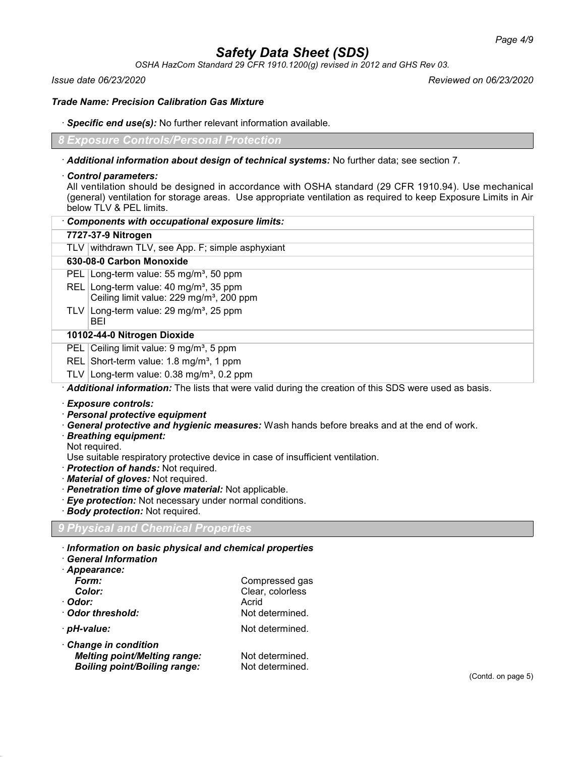# Safety Data Sheet (SDS)

*OSHA HazCom Standard 29 CFR 1910.1200(g) revised in 2012 and GHS Rev 03.*

*Issue date 06/23/2020* *Reviewed on 06/23/2020*

***Trade Name: Precision Calibration Gas Mixture***

· ***Specific end use(s):*** No further relevant information available.

## 8 Exposure Controls/Personal Protection

· ***Additional information about design of technical systems:*** No further data; see section 7.

· ***Control parameters:***
All ventilation should be designed in accordance with OSHA standard (29 CFR 1910.94). Use mechanical (general) ventilation for storage areas. Use appropriate ventilation as required to keep Exposure Limits in Air below TLV & PEL limits.

| · ***Components with occupational exposure limits:*** | |
|---|---|
| **7727-37-9 Nitrogen** | |
| TLV | withdrawn TLV, see App. F; simple asphyxiant |
| **630-08-0 Carbon Monoxide** | |
| PEL | Long-term value: 55 mg/m³, 50 ppm |
| REL | Long-term value: 40 mg/m³, 35 ppm<br>Ceiling limit value: 229 mg/m³, 200 ppm |
| TLV | Long-term value: 29 mg/m³, 25 ppm<br>BEI |
| **10102-44-0 Nitrogen Dioxide** | |
| PEL | Ceiling limit value: 9 mg/m³, 5 ppm |
| REL | Short-term value: 1.8 mg/m³, 1 ppm |
| TLV | Long-term value: 0.38 mg/m³, 0.2 ppm |

· ***Additional information:*** The lists that were valid during the creation of this SDS were used as basis.

· ***Exposure controls:***
· ***Personal protective equipment***
· ***General protective and hygienic measures:*** Wash hands before breaks and at the end of work.
· ***Breathing equipment:***
Not required.
Use suitable respiratory protective device in case of insufficient ventilation.
· ***Protection of hands:*** Not required.
· ***Material of gloves:*** Not required.
· ***Penetration time of glove material:*** Not applicable.
· ***Eye protection:*** Not necessary under normal conditions.
· ***Body protection:*** Not required.

## 9 Physical and Chemical Properties

· ***Information on basic physical and chemical properties***
· ***General Information***
· ***Appearance:***

| | |
|---|---|
| ***Form:*** | Compressed gas |
| ***Color:*** | Clear, colorless |
| · ***Odor:*** | Acrid |
| · ***Odor threshold:*** | Not determined. |
| · ***pH-value:*** | Not determined. |
| · ***Change in condition*** | |
| ***Melting point/Melting range:*** | Not determined. |
| ***Boiling point/Boiling range:*** | Not determined. |

(Contd. on page 5)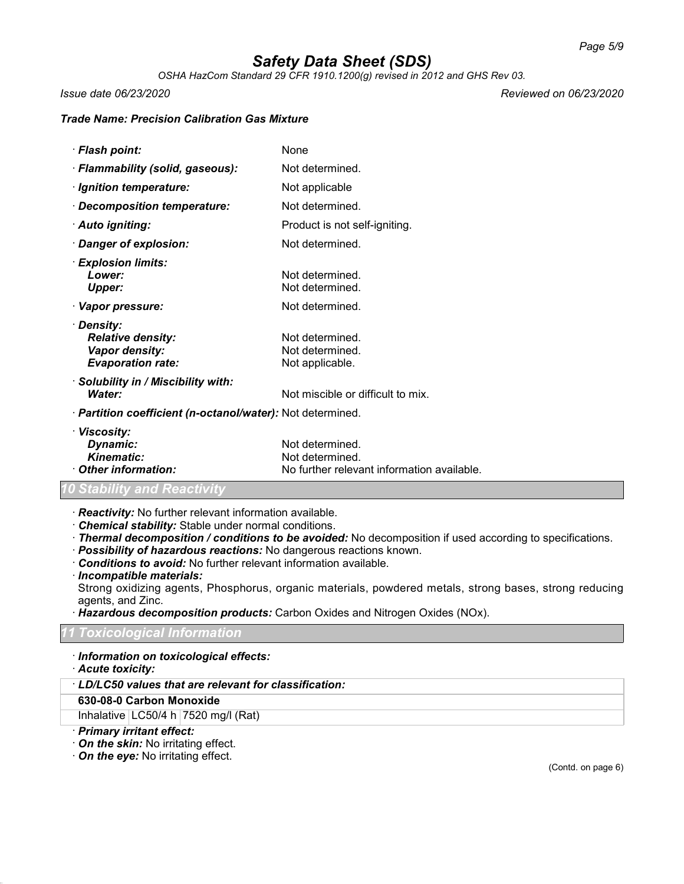**Trade Name: Precision Calibration Gas Mixture**

· **Flash point:** None

· **Flammability (solid, gaseous):** Not determined.

· **Ignition temperature:** Not applicable

· **Decomposition temperature:** Not determined.

· **Auto igniting:** Product is not self-igniting.

· **Danger of explosion:** Not determined.

· **Explosion limits:**
  - **Lower:** Not determined.
  - **Upper:** Not determined.

· **Vapor pressure:** Not determined.

· **Density:**
  - **Relative density:** Not determined.
  - **Vapor density:** Not determined.
  - **Evaporation rate:** Not applicable.

· **Solubility in / Miscibility with:**
  - **Water:** Not miscible or difficult to mix.

· **Partition coefficient (n-octanol/water):** Not determined.

· **Viscosity:**
  - **Dynamic:** Not determined.
  - **Kinematic:** Not determined.

· **Other information:** No further relevant information available.

## 10 Stability and Reactivity

· **Reactivity:** No further relevant information available.
· **Chemical stability:** Stable under normal conditions.
· **Thermal decomposition / conditions to be avoided:** No decomposition if used according to specifications.
· **Possibility of hazardous reactions:** No dangerous reactions known.
· **Conditions to avoid:** No further relevant information available.
· **Incompatible materials:**
Strong oxidizing agents, Phosphorus, organic materials, powdered metals, strong bases, strong reducing agents, and Zinc.
· **Hazardous decomposition products:** Carbon Oxides and Nitrogen Oxides (NOx).

## 11 Toxicological Information

· **Information on toxicological effects:**
· **Acute toxicity:**

| · LD/LC50 values that are relevant for classification: | | |
|---|---|---|
| **630-08-0 Carbon Monoxide** | | |
| Inhalative | LC50/4 h | 7520 mg/l (Rat) |

· **Primary irritant effect:**
· **On the skin:** No irritating effect.
· **On the eye:** No irritating effect.

(Contd. on page 6)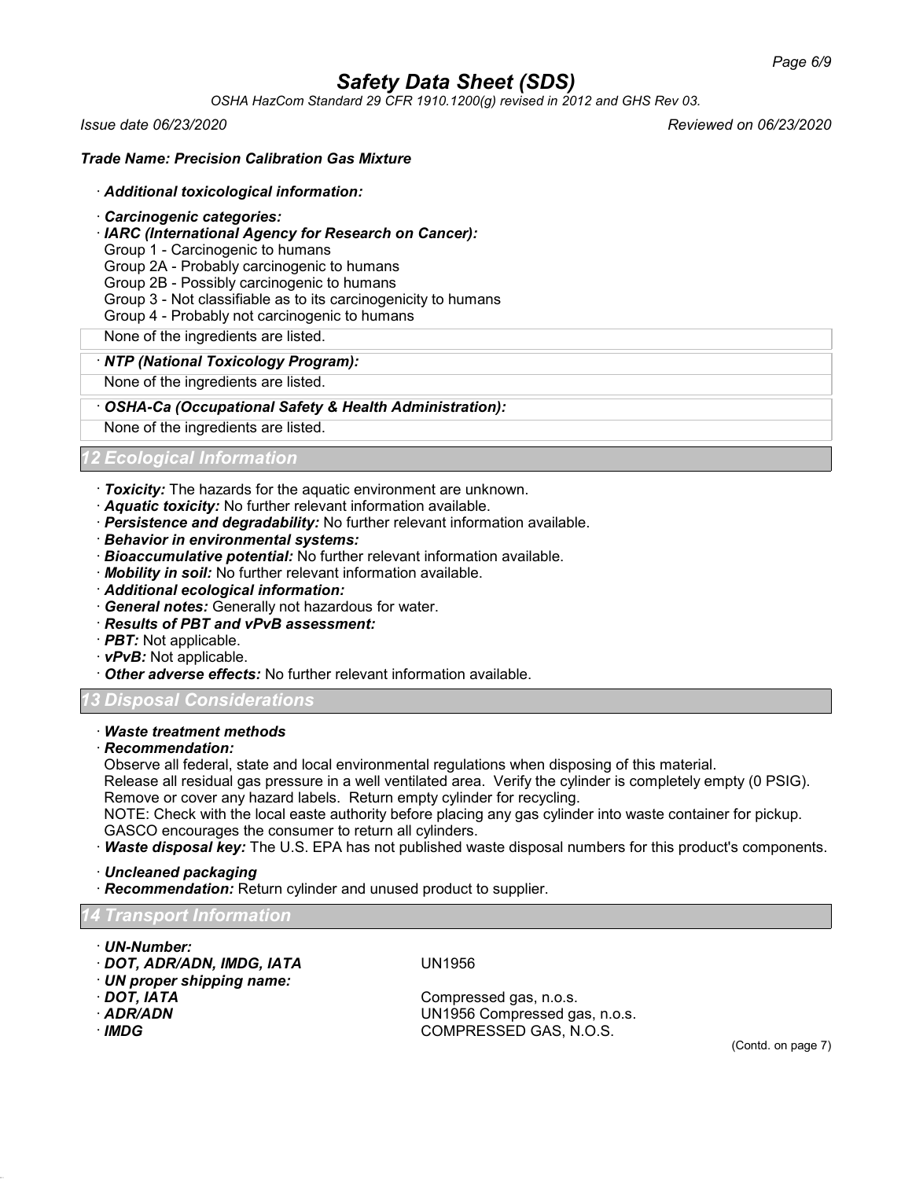**Trade Name: Precision Calibration Gas Mixture**

· ***Additional toxicological information:***

· ***Carcinogenic categories:***

· ***IARC (International Agency for Research on Cancer):***

Group 1 - Carcinogenic to humans
Group 2A - Probably carcinogenic to humans
Group 2B - Possibly carcinogenic to humans
Group 3 - Not classifiable as to its carcinogenicity to humans
Group 4 - Probably not carcinogenic to humans

None of the ingredients are listed.

· ***NTP (National Toxicology Program):***

None of the ingredients are listed.

· ***OSHA-Ca (Occupational Safety & Health Administration):***

None of the ingredients are listed.

## 12 Ecological Information

· ***Toxicity:*** The hazards for the aquatic environment are unknown.
· ***Aquatic toxicity:*** No further relevant information available.
· ***Persistence and degradability:*** No further relevant information available.
· ***Behavior in environmental systems:***
· ***Bioaccumulative potential:*** No further relevant information available.
· ***Mobility in soil:*** No further relevant information available.
· ***Additional ecological information:***
· ***General notes:*** Generally not hazardous for water.
· ***Results of PBT and vPvB assessment:***
· ***PBT:*** Not applicable.
· ***vPvB:*** Not applicable.
· ***Other adverse effects:*** No further relevant information available.

## 13 Disposal Considerations

· ***Waste treatment methods***

· ***Recommendation:***

Observe all federal, state and local environmental regulations when disposing of this material.
Release all residual gas pressure in a well ventilated area. Verify the cylinder is completely empty (0 PSIG).
Remove or cover any hazard labels. Return empty cylinder for recycling.
NOTE: Check with the local easte authority before placing any gas cylinder into waste container for pickup.
GASCO encourages the consumer to return all cylinders.

· ***Waste disposal key:*** The U.S. EPA has not published waste disposal numbers for this product's components.

· ***Uncleaned packaging***

· ***Recommendation:*** Return cylinder and unused product to supplier.

## 14 Transport Information

· ***UN-Number:***
· ***DOT, ADR/ADN, IMDG, IATA*** UN1956
· ***UN proper shipping name:***
· ***DOT, IATA*** Compressed gas, n.o.s.
· ***ADR/ADN*** UN1956 Compressed gas, n.o.s.
· ***IMDG*** COMPRESSED GAS, N.O.S.

(Contd. on page 7)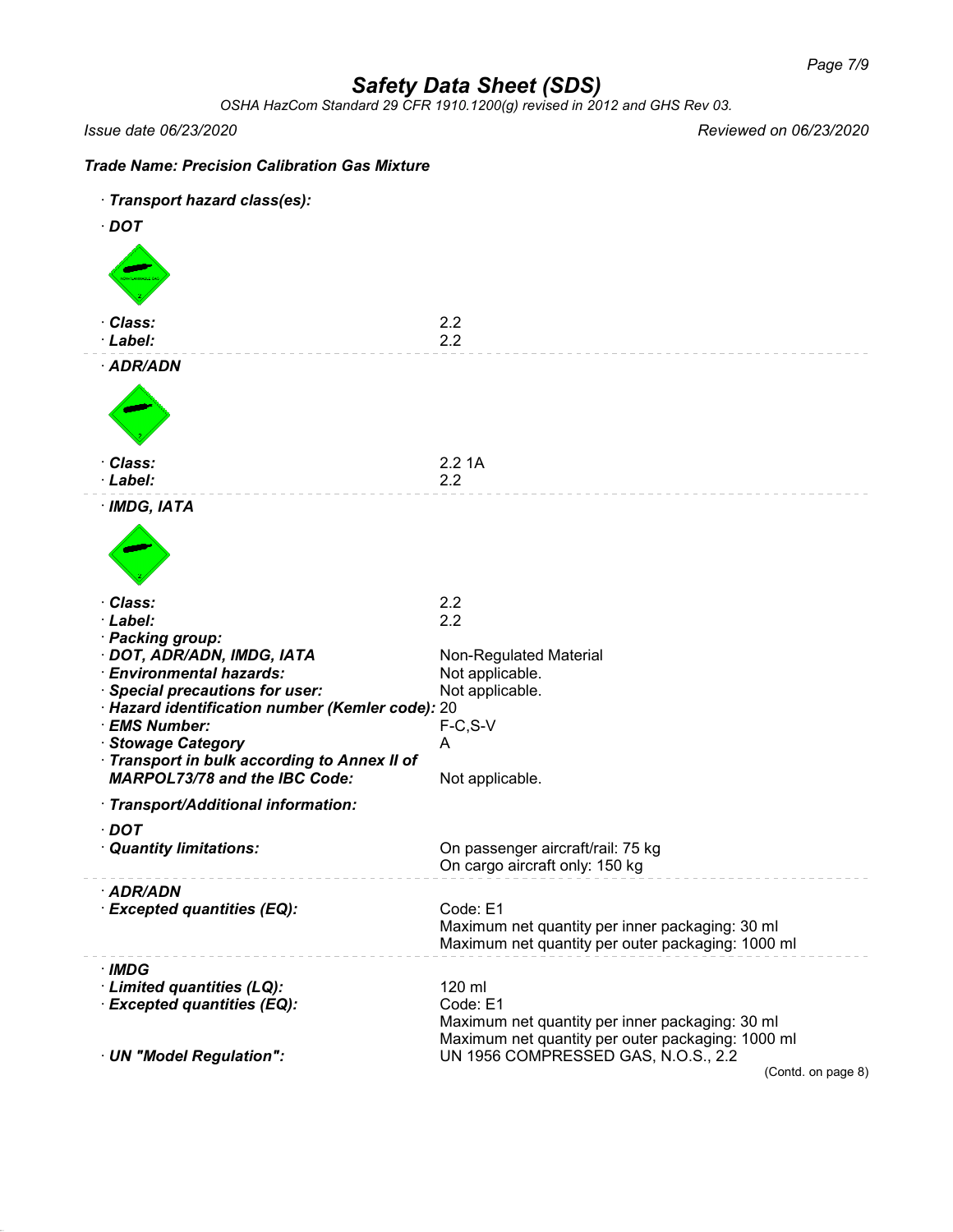## Safety Data Sheet (SDS)

*OSHA HazCom Standard 29 CFR 1910.1200(g) revised in 2012 and GHS Rev 03.*

*Issue date 06/23/2020* *Reviewed on 06/23/2020*

**Trade Name: Precision Calibration Gas Mixture**

· **Transport hazard class(es):**

· **DOT**

· **Class:** 2.2
· **Label:** 2.2

· **ADR/ADN**

· **Class:** 2.2 1A
· **Label:** 2.2

· **IMDG, IATA**

· **Class:** 2.2
· **Label:** 2.2
· **Packing group:**
· **DOT, ADR/ADN, IMDG, IATA** Non-Regulated Material
· **Environmental hazards:** Not applicable.
· **Special precautions for user:** Not applicable.
· **Hazard identification number (Kemler code):** 20
· **EMS Number:** F-C,S-V
· **Stowage Category** A
· **Transport in bulk according to Annex II of MARPOL73/78 and the IBC Code:** Not applicable.

· **Transport/Additional information:**

· **DOT**
· **Quantity limitations:** On passenger aircraft/rail: 75 kg
On cargo aircraft only: 150 kg

· **ADR/ADN**
· **Excepted quantities (EQ):** Code: E1
Maximum net quantity per inner packaging: 30 ml
Maximum net quantity per outer packaging: 1000 ml

· **IMDG**
· **Limited quantities (LQ):** 120 ml
· **Excepted quantities (EQ):** Code: E1
Maximum net quantity per inner packaging: 30 ml
Maximum net quantity per outer packaging: 1000 ml
· **UN "Model Regulation":** UN 1956 COMPRESSED GAS, N.O.S., 2.2

(Contd. on page 8)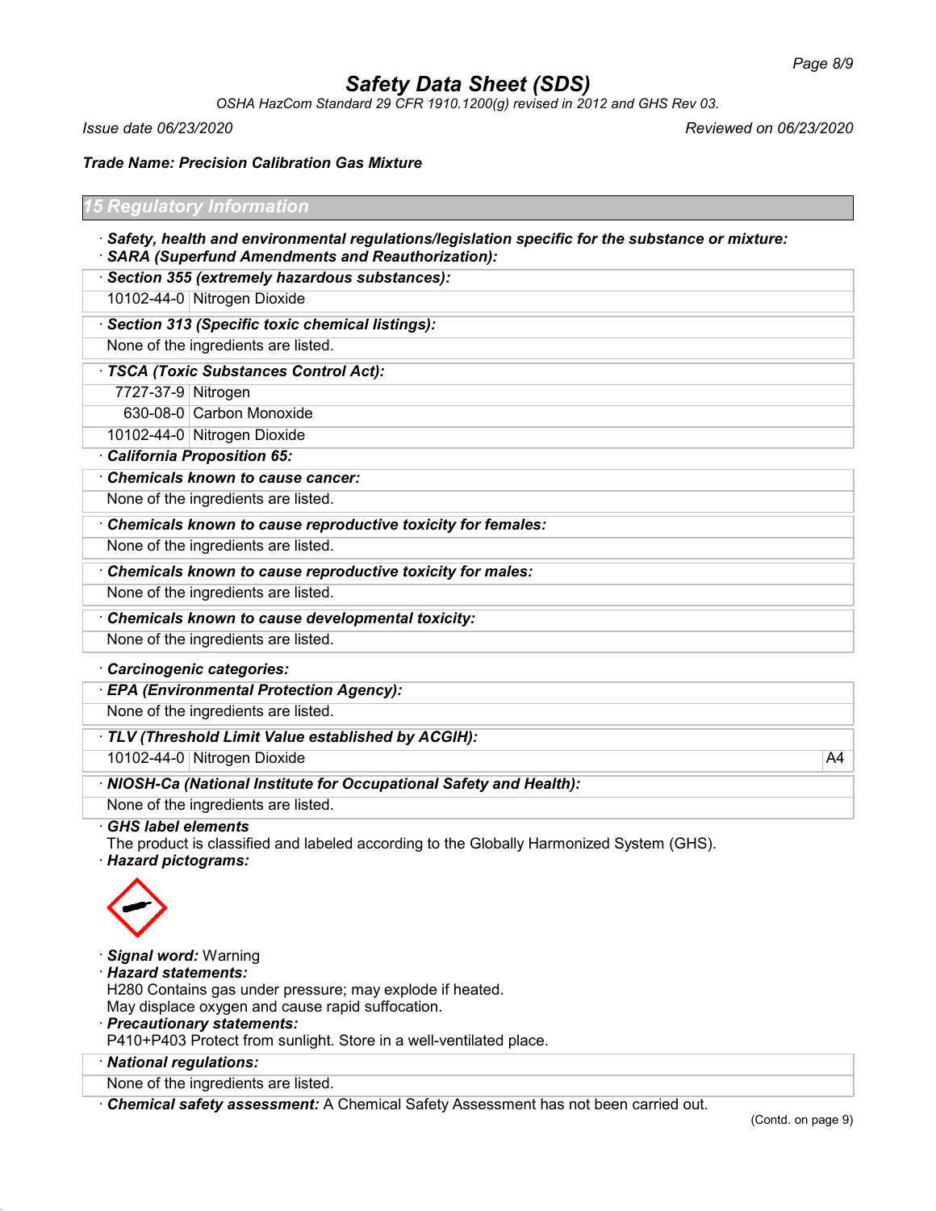# Safety Data Sheet (SDS)

*OSHA HazCom Standard 29 CFR 1910.1200(g) revised in 2012 and GHS Rev 03.*

*Issue date 06/23/2020* | *Reviewed on 06/23/2020*

**Trade Name: Precision Calibration Gas Mixture**

## 15 Regulatory Information

· ***Safety, health and environmental regulations/legislation specific for the substance or mixture:***

· ***SARA (Superfund Amendments and Reauthorization):***

· ***Section 355 (extremely hazardous substances):***

| | |
|---|---|
| 10102-44-0 | Nitrogen Dioxide |

· ***Section 313 (Specific toxic chemical listings):***

None of the ingredients are listed.

· ***TSCA (Toxic Substances Control Act):***

| | |
|---|---|
| 7727-37-9 | Nitrogen |
| 630-08-0 | Carbon Monoxide |
| 10102-44-0 | Nitrogen Dioxide |

· ***California Proposition 65:***

· ***Chemicals known to cause cancer:***

None of the ingredients are listed.

· ***Chemicals known to cause reproductive toxicity for females:***

None of the ingredients are listed.

· ***Chemicals known to cause reproductive toxicity for males:***

None of the ingredients are listed.

· ***Chemicals known to cause developmental toxicity:***

None of the ingredients are listed.

· ***Carcinogenic categories:***

· ***EPA (Environmental Protection Agency):***

None of the ingredients are listed.

· ***TLV (Threshold Limit Value established by ACGIH):***

| | | |
|---|---|---|
| 10102-44-0 | Nitrogen Dioxide | A4 |

· ***NIOSH-Ca (National Institute for Occupational Safety and Health):***

None of the ingredients are listed.

· ***GHS label elements***

The product is classified and labeled according to the Globally Harmonized System (GHS).

· ***Hazard pictograms:***

· ***Signal word:*** Warning

· ***Hazard statements:***

H280 Contains gas under pressure; may explode if heated.

May displace oxygen and cause rapid suffocation.

· ***Precautionary statements:***

P410+P403 Protect from sunlight. Store in a well-ventilated place.

· ***National regulations:***

None of the ingredients are listed.

· ***Chemical safety assessment:*** A Chemical Safety Assessment has not been carried out.

(Contd. on page 9)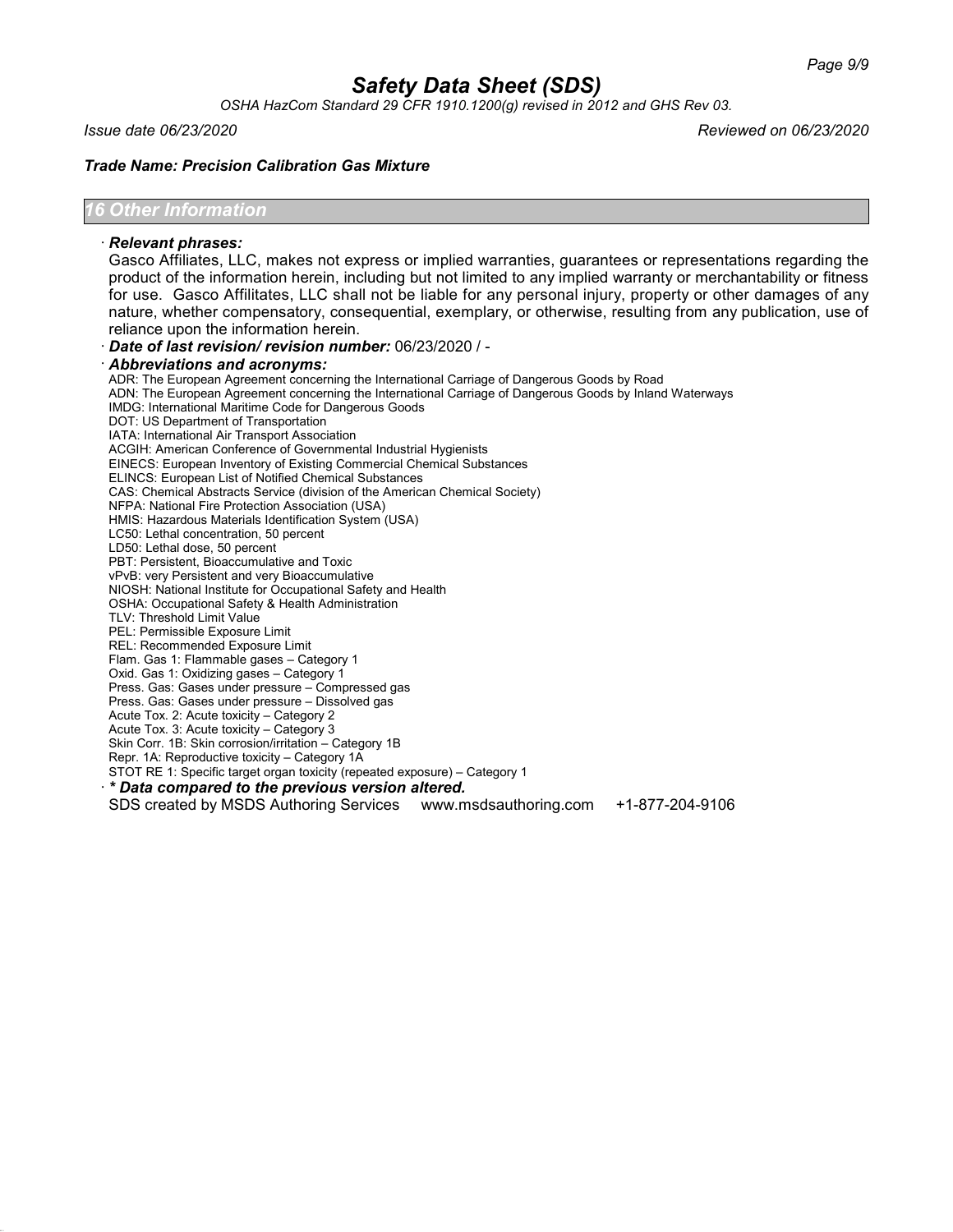## 16 Other Information

· ***Relevant phrases:***

Gasco Affiliates, LLC, makes not express or implied warranties, guarantees or representations regarding the product of the information herein, including but not limited to any implied warranty or merchantability or fitness for use. Gasco Affilitates, LLC shall not be liable for any personal injury, property or other damages of any nature, whether compensatory, consequential, exemplary, or otherwise, resulting from any publication, use of reliance upon the information herein.

· ***Date of last revision/ revision number:*** 06/23/2020 / -

· ***Abbreviations and acronyms:***

ADR: The European Agreement concerning the International Carriage of Dangerous Goods by Road
ADN: The European Agreement concerning the International Carriage of Dangerous Goods by Inland Waterways
IMDG: International Maritime Code for Dangerous Goods
DOT: US Department of Transportation
IATA: International Air Transport Association
ACGIH: American Conference of Governmental Industrial Hygienists
EINECS: European Inventory of Existing Commercial Chemical Substances
ELINCS: European List of Notified Chemical Substances
CAS: Chemical Abstracts Service (division of the American Chemical Society)
NFPA: National Fire Protection Association (USA)
HMIS: Hazardous Materials Identification System (USA)
LC50: Lethal concentration, 50 percent
LD50: Lethal dose, 50 percent
PBT: Persistent, Bioaccumulative and Toxic
vPvB: very Persistent and very Bioaccumulative
NIOSH: National Institute for Occupational Safety and Health
OSHA: Occupational Safety & Health Administration
TLV: Threshold Limit Value
PEL: Permissible Exposure Limit
REL: Recommended Exposure Limit
Flam. Gas 1: Flammable gases – Category 1
Oxid. Gas 1: Oxidizing gases – Category 1
Press. Gas: Gases under pressure – Compressed gas
Press. Gas: Gases under pressure – Dissolved gas
Acute Tox. 2: Acute toxicity – Category 2
Acute Tox. 3: Acute toxicity – Category 3
Skin Corr. 1B: Skin corrosion/irritation – Category 1B
Repr. 1A: Reproductive toxicity – Category 1A
STOT RE 1: Specific target organ toxicity (repeated exposure) – Category 1

· ***\* Data compared to the previous version altered.***

SDS created by MSDS Authoring Services www.msdsauthoring.com +1-877-204-9106